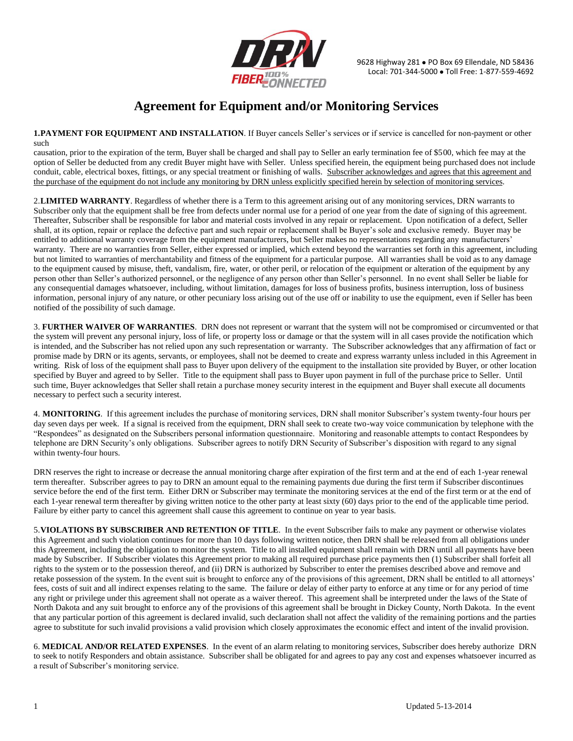9628 Highway 281 ● PO Box 69 Ellendale, ND 58436
Local: 701-344-5000 ● Toll Free: 1-877-559-4692

# Agreement for Equipment and/or Monitoring Services

**1.PAYMENT FOR EQUIPMENT AND INSTALLATION**. If Buyer cancels Seller's services or if service is cancelled for non-payment or other such
causation, prior to the expiration of the term, Buyer shall be charged and shall pay to Seller an early termination fee of $500, which fee may at the option of Seller be deducted from any credit Buyer might have with Seller. Unless specified herein, the equipment being purchased does not include conduit, cable, electrical boxes, fittings, or any special treatment or finishing of walls. <u>Subscriber acknowledges and agrees that this agreement and the purchase of the equipment do not include any monitoring by DRN unless explicitly specified herein by selection of monitoring services</u>.

2.**LIMITED WARRANTY**. Regardless of whether there is a Term to this agreement arising out of any monitoring services, DRN warrants to Subscriber only that the equipment shall be free from defects under normal use for a period of one year from the date of signing of this agreement. Thereafter, Subscriber shall be responsible for labor and material costs involved in any repair or replacement. Upon notification of a defect, Seller shall, at its option, repair or replace the defective part and such repair or replacement shall be Buyer's sole and exclusive remedy. Buyer may be entitled to additional warranty coverage from the equipment manufacturers, but Seller makes no representations regarding any manufacturers' warranty. There are no warranties from Seller, either expressed or implied, which extend beyond the warranties set forth in this agreement, including but not limited to warranties of merchantability and fitness of the equipment for a particular purpose. All warranties shall be void as to any damage to the equipment caused by misuse, theft, vandalism, fire, water, or other peril, or relocation of the equipment or alteration of the equipment by any person other than Seller's authorized personnel, or the negligence of any person other than Seller's personnel. In no event shall Seller be liable for any consequential damages whatsoever, including, without limitation, damages for loss of business profits, business interruption, loss of business information, personal injury of any nature, or other pecuniary loss arising out of the use off or inability to use the equipment, even if Seller has been notified of the possibility of such damage.

3. **FURTHER WAIVER OF WARRANTIES**. DRN does not represent or warrant that the system will not be compromised or circumvented or that the system will prevent any personal injury, loss of life, or property loss or damage or that the system will in all cases provide the notification which is intended, and the Subscriber has not relied upon any such representation or warranty. The Subscriber acknowledges that any affirmation of fact or promise made by DRN or its agents, servants, or employees, shall not be deemed to create and express warranty unless included in this Agreement in writing. Risk of loss of the equipment shall pass to Buyer upon delivery of the equipment to the installation site provided by Buyer, or other location specified by Buyer and agreed to by Seller. Title to the equipment shall pass to Buyer upon payment in full of the purchase price to Seller. Until such time, Buyer acknowledges that Seller shall retain a purchase money security interest in the equipment and Buyer shall execute all documents necessary to perfect such a security interest.

4. **MONITORING**. If this agreement includes the purchase of monitoring services, DRN shall monitor Subscriber's system twenty-four hours per day seven days per week. If a signal is received from the equipment, DRN shall seek to create two-way voice communication by telephone with the "Respondees" as designated on the Subscribers personal information questionnaire. Monitoring and reasonable attempts to contact Respondees by telephone are DRN Security's only obligations. Subscriber agrees to notify DRN Security of Subscriber's disposition with regard to any signal within twenty-four hours.

DRN reserves the right to increase or decrease the annual monitoring charge after expiration of the first term and at the end of each 1-year renewal term thereafter. Subscriber agrees to pay to DRN an amount equal to the remaining payments due during the first term if Subscriber discontinues service before the end of the first term. Either DRN or Subscriber may terminate the monitoring services at the end of the first term or at the end of each 1-year renewal term thereafter by giving written notice to the other party at least sixty (60) days prior to the end of the applicable time period. Failure by either party to cancel this agreement shall cause this agreement to continue on year to year basis.

5.**VIOLATIONS BY SUBSCRIBER AND RETENTION OF TITLE**. In the event Subscriber fails to make any payment or otherwise violates this Agreement and such violation continues for more than 10 days following written notice, then DRN shall be released from all obligations under this Agreement, including the obligation to monitor the system. Title to all installed equipment shall remain with DRN until all payments have been made by Subscriber. If Subscriber violates this Agreement prior to making all required purchase price payments then (1) Subscriber shall forfeit all rights to the system or to the possession thereof, and (ii) DRN is authorized by Subscriber to enter the premises described above and remove and retake possession of the system. In the event suit is brought to enforce any of the provisions of this agreement, DRN shall be entitled to all attorneys' fees, costs of suit and all indirect expenses relating to the same. The failure or delay of either party to enforce at any time or for any period of time any right or privilege under this agreement shall not operate as a waiver thereof. This agreement shall be interpreted under the laws of the State of North Dakota and any suit brought to enforce any of the provisions of this agreement shall be brought in Dickey County, North Dakota. In the event that any particular portion of this agreement is declared invalid, such declaration shall not affect the validity of the remaining portions and the parties agree to substitute for such invalid provisions a valid provision which closely approximates the economic effect and intent of the invalid provision.

6. **MEDICAL AND/OR RELATED EXPENSES**. In the event of an alarm relating to monitoring services, Subscriber does hereby authorize DRN to seek to notify Responders and obtain assistance. Subscriber shall be obligated for and agrees to pay any cost and expenses whatsoever incurred as a result of Subscriber's monitoring service.

Updated 5-13-2014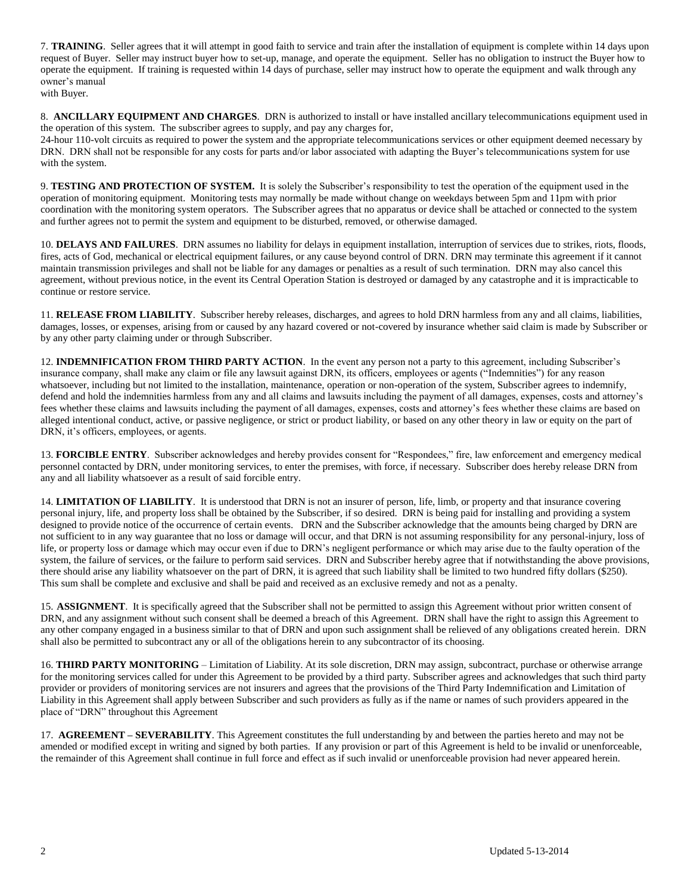7. **TRAINING**. Seller agrees that it will attempt in good faith to service and train after the installation of equipment is complete within 14 days upon request of Buyer. Seller may instruct buyer how to set-up, manage, and operate the equipment. Seller has no obligation to instruct the Buyer how to operate the equipment. If training is requested within 14 days of purchase, seller may instruct how to operate the equipment and walk through any owner's manual
with Buyer.

8. **ANCILLARY EQUIPMENT AND CHARGES**. DRN is authorized to install or have installed ancillary telecommunications equipment used in the operation of this system. The subscriber agrees to supply, and pay any charges for,
24-hour 110-volt circuits as required to power the system and the appropriate telecommunications services or other equipment deemed necessary by DRN. DRN shall not be responsible for any costs for parts and/or labor associated with adapting the Buyer's telecommunications system for use with the system.

9. **TESTING AND PROTECTION OF SYSTEM.** It is solely the Subscriber's responsibility to test the operation of the equipment used in the operation of monitoring equipment. Monitoring tests may normally be made without change on weekdays between 5pm and 11pm with prior coordination with the monitoring system operators. The Subscriber agrees that no apparatus or device shall be attached or connected to the system and further agrees not to permit the system and equipment to be disturbed, removed, or otherwise damaged.

10. **DELAYS AND FAILURES**. DRN assumes no liability for delays in equipment installation, interruption of services due to strikes, riots, floods, fires, acts of God, mechanical or electrical equipment failures, or any cause beyond control of DRN. DRN may terminate this agreement if it cannot maintain transmission privileges and shall not be liable for any damages or penalties as a result of such termination. DRN may also cancel this agreement, without previous notice, in the event its Central Operation Station is destroyed or damaged by any catastrophe and it is impracticable to continue or restore service.

11. **RELEASE FROM LIABILITY**. Subscriber hereby releases, discharges, and agrees to hold DRN harmless from any and all claims, liabilities, damages, losses, or expenses, arising from or caused by any hazard covered or not-covered by insurance whether said claim is made by Subscriber or by any other party claiming under or through Subscriber.

12. **INDEMNIFICATION FROM THIRD PARTY ACTION**. In the event any person not a party to this agreement, including Subscriber's insurance company, shall make any claim or file any lawsuit against DRN, its officers, employees or agents ("Indemnities") for any reason whatsoever, including but not limited to the installation, maintenance, operation or non-operation of the system, Subscriber agrees to indemnify, defend and hold the indemnities harmless from any and all claims and lawsuits including the payment of all damages, expenses, costs and attorney's fees whether these claims and lawsuits including the payment of all damages, expenses, costs and attorney's fees whether these claims are based on alleged intentional conduct, active, or passive negligence, or strict or product liability, or based on any other theory in law or equity on the part of DRN, it's officers, employees, or agents.

13. **FORCIBLE ENTRY**. Subscriber acknowledges and hereby provides consent for "Respondees," fire, law enforcement and emergency medical personnel contacted by DRN, under monitoring services, to enter the premises, with force, if necessary. Subscriber does hereby release DRN from any and all liability whatsoever as a result of said forcible entry.

14. **LIMITATION OF LIABILITY**. It is understood that DRN is not an insurer of person, life, limb, or property and that insurance covering personal injury, life, and property loss shall be obtained by the Subscriber, if so desired. DRN is being paid for installing and providing a system designed to provide notice of the occurrence of certain events. DRN and the Subscriber acknowledge that the amounts being charged by DRN are not sufficient to in any way guarantee that no loss or damage will occur, and that DRN is not assuming responsibility for any personal-injury, loss of life, or property loss or damage which may occur even if due to DRN's negligent performance or which may arise due to the faulty operation of the system, the failure of services, or the failure to perform said services. DRN and Subscriber hereby agree that if notwithstanding the above provisions, there should arise any liability whatsoever on the part of DRN, it is agreed that such liability shall be limited to two hundred fifty dollars ($250). This sum shall be complete and exclusive and shall be paid and received as an exclusive remedy and not as a penalty.

15. **ASSIGNMENT**. It is specifically agreed that the Subscriber shall not be permitted to assign this Agreement without prior written consent of DRN, and any assignment without such consent shall be deemed a breach of this Agreement. DRN shall have the right to assign this Agreement to any other company engaged in a business similar to that of DRN and upon such assignment shall be relieved of any obligations created herein. DRN shall also be permitted to subcontract any or all of the obligations herein to any subcontractor of its choosing.

16. **THIRD PARTY MONITORING** – Limitation of Liability. At its sole discretion, DRN may assign, subcontract, purchase or otherwise arrange for the monitoring services called for under this Agreement to be provided by a third party. Subscriber agrees and acknowledges that such third party provider or providers of monitoring services are not insurers and agrees that the provisions of the Third Party Indemnification and Limitation of Liability in this Agreement shall apply between Subscriber and such providers as fully as if the name or names of such providers appeared in the place of "DRN" throughout this Agreement

17. **AGREEMENT – SEVERABILITY**. This Agreement constitutes the full understanding by and between the parties hereto and may not be amended or modified except in writing and signed by both parties. If any provision or part of this Agreement is held to be invalid or unenforceable, the remainder of this Agreement shall continue in full force and effect as if such invalid or unenforceable provision had never appeared herein.

Updated 5-13-2014